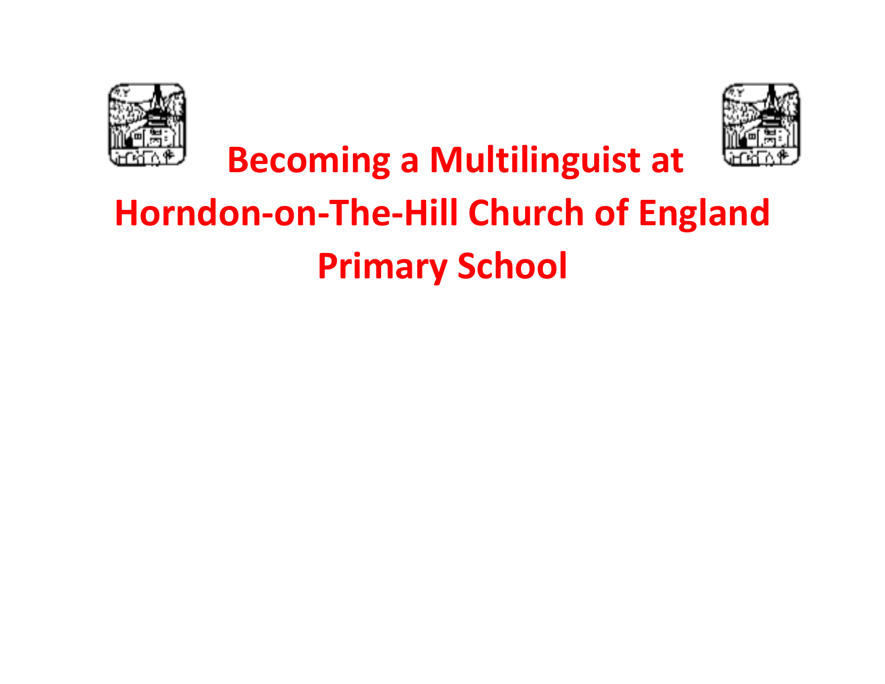# Becoming a Multilinguist at Horndon-on-The-Hill Church of England Primary School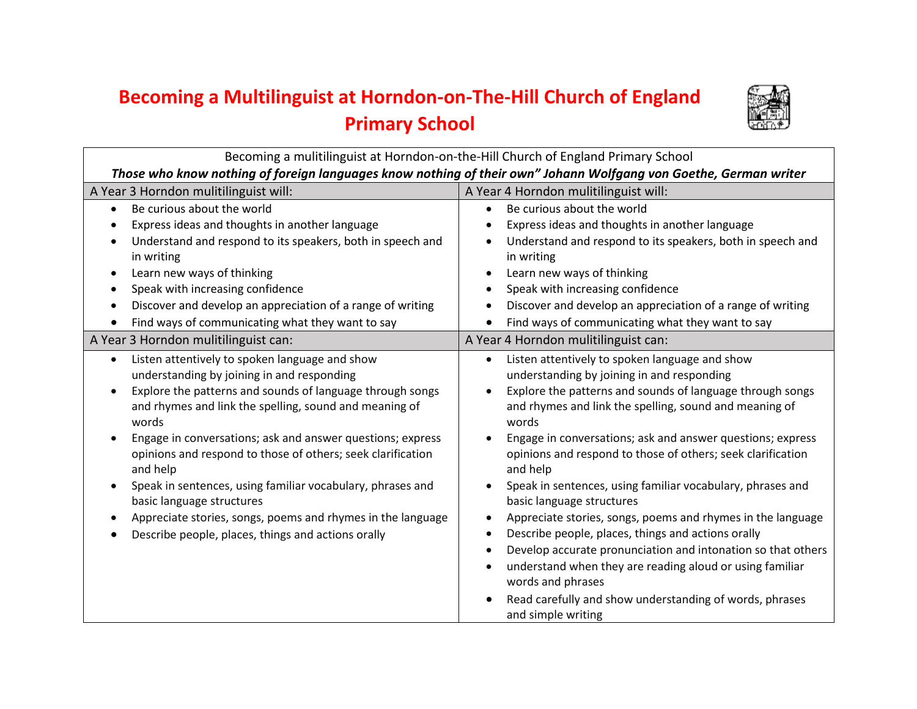# Becoming a Multilinguist at Horndon-on-The-Hill Church of England Primary School

| Becoming a mulitilinguist at Horndon-on-the-Hill Church of England Primary School<br>***Those who know nothing of foreign languages know nothing of their own" Johann Wolfgang von Goethe, German writer*** | |
|---|---|
| A Year 3 Horndon mulitilinguist will: | A Year 4 Horndon mulitilinguist will: |
| • Be curious about the world<br>• Express ideas and thoughts in another language<br>• Understand and respond to its speakers, both in speech and in writing<br>• Learn new ways of thinking<br>• Speak with increasing confidence<br>• Discover and develop an appreciation of a range of writing<br>• Find ways of communicating what they want to say | • Be curious about the world<br>• Express ideas and thoughts in another language<br>• Understand and respond to its speakers, both in speech and in writing<br>• Learn new ways of thinking<br>• Speak with increasing confidence<br>• Discover and develop an appreciation of a range of writing<br>• Find ways of communicating what they want to say |
| A Year 3 Horndon mulitilinguist can: | A Year 4 Horndon mulitilinguist can: |
| • Listen attentively to spoken language and show understanding by joining in and responding<br>• Explore the patterns and sounds of language through songs and rhymes and link the spelling, sound and meaning of words<br>• Engage in conversations; ask and answer questions; express opinions and respond to those of others; seek clarification and help<br>• Speak in sentences, using familiar vocabulary, phrases and basic language structures<br>• Appreciate stories, songs, poems and rhymes in the language<br>• Describe people, places, things and actions orally | • Listen attentively to spoken language and show understanding by joining in and responding<br>• Explore the patterns and sounds of language through songs and rhymes and link the spelling, sound and meaning of words<br>• Engage in conversations; ask and answer questions; express opinions and respond to those of others; seek clarification and help<br>• Speak in sentences, using familiar vocabulary, phrases and basic language structures<br>• Appreciate stories, songs, poems and rhymes in the language<br>• Describe people, places, things and actions orally<br>• Develop accurate pronunciation and intonation so that others<br>• understand when they are reading aloud or using familiar words and phrases<br>• Read carefully and show understanding of words, phrases and simple writing |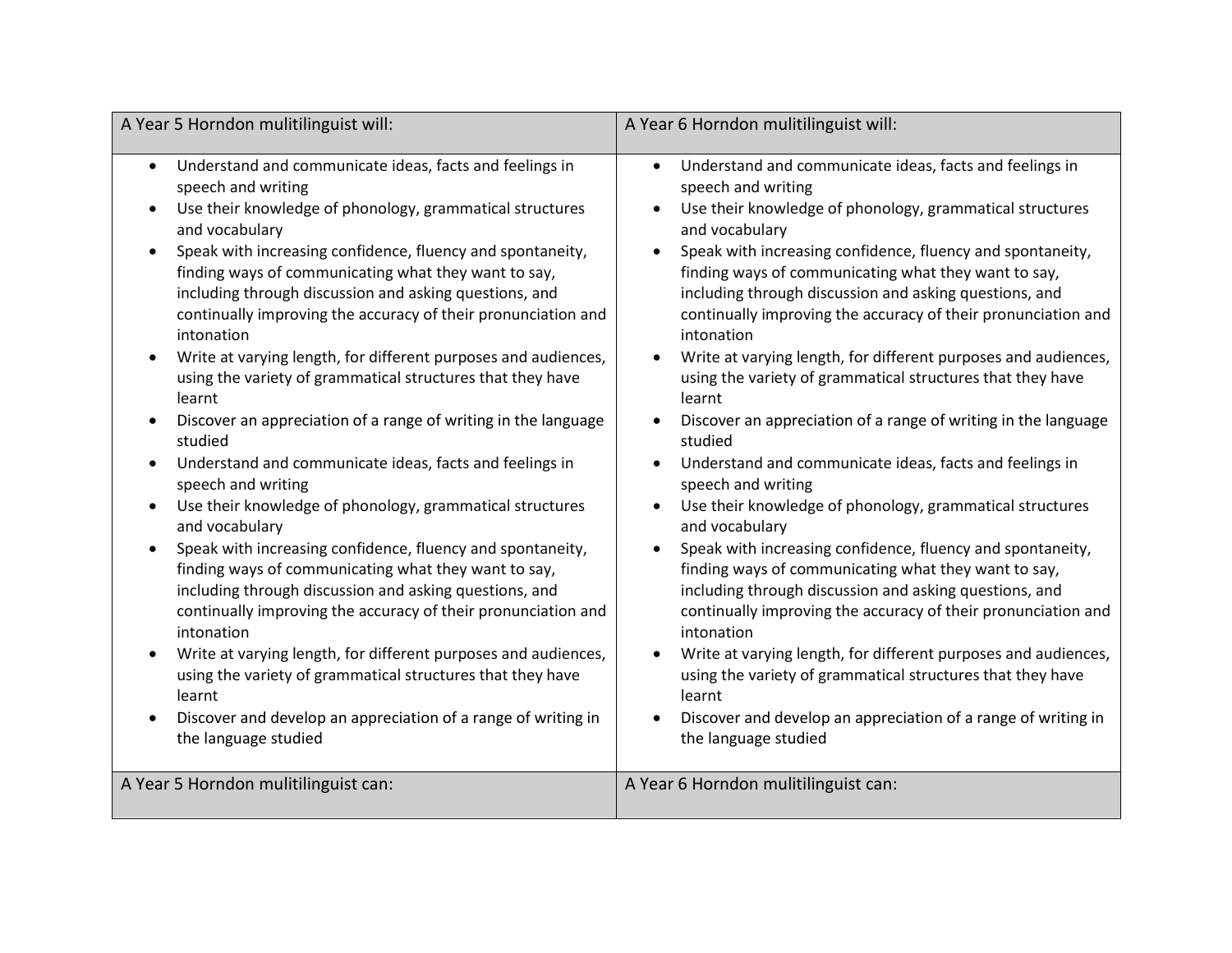| A Year 5 Horndon mulitilinguist will: | A Year 6 Horndon mulitilinguist will: |
| --- | --- |
| • Understand and communicate ideas, facts and feelings in speech and writing<br>• Use their knowledge of phonology, grammatical structures and vocabulary<br>• Speak with increasing confidence, fluency and spontaneity, finding ways of communicating what they want to say, including through discussion and asking questions, and continually improving the accuracy of their pronunciation and intonation<br>• Write at varying length, for different purposes and audiences, using the variety of grammatical structures that they have learnt<br>• Discover an appreciation of a range of writing in the language studied<br>• Understand and communicate ideas, facts and feelings in speech and writing<br>• Use their knowledge of phonology, grammatical structures and vocabulary<br>• Speak with increasing confidence, fluency and spontaneity, finding ways of communicating what they want to say, including through discussion and asking questions, and continually improving the accuracy of their pronunciation and intonation<br>• Write at varying length, for different purposes and audiences, using the variety of grammatical structures that they have learnt<br>• Discover and develop an appreciation of a range of writing in the language studied | • Understand and communicate ideas, facts and feelings in speech and writing<br>• Use their knowledge of phonology, grammatical structures and vocabulary<br>• Speak with increasing confidence, fluency and spontaneity, finding ways of communicating what they want to say, including through discussion and asking questions, and continually improving the accuracy of their pronunciation and intonation<br>• Write at varying length, for different purposes and audiences, using the variety of grammatical structures that they have learnt<br>• Discover an appreciation of a range of writing in the language studied<br>• Understand and communicate ideas, facts and feelings in speech and writing<br>• Use their knowledge of phonology, grammatical structures and vocabulary<br>• Speak with increasing confidence, fluency and spontaneity, finding ways of communicating what they want to say, including through discussion and asking questions, and continually improving the accuracy of their pronunciation and intonation<br>• Write at varying length, for different purposes and audiences, using the variety of grammatical structures that they have learnt<br>• Discover and develop an appreciation of a range of writing in the language studied |
| A Year 5 Horndon mulitilinguist can: | A Year 6 Horndon mulitilinguist can: |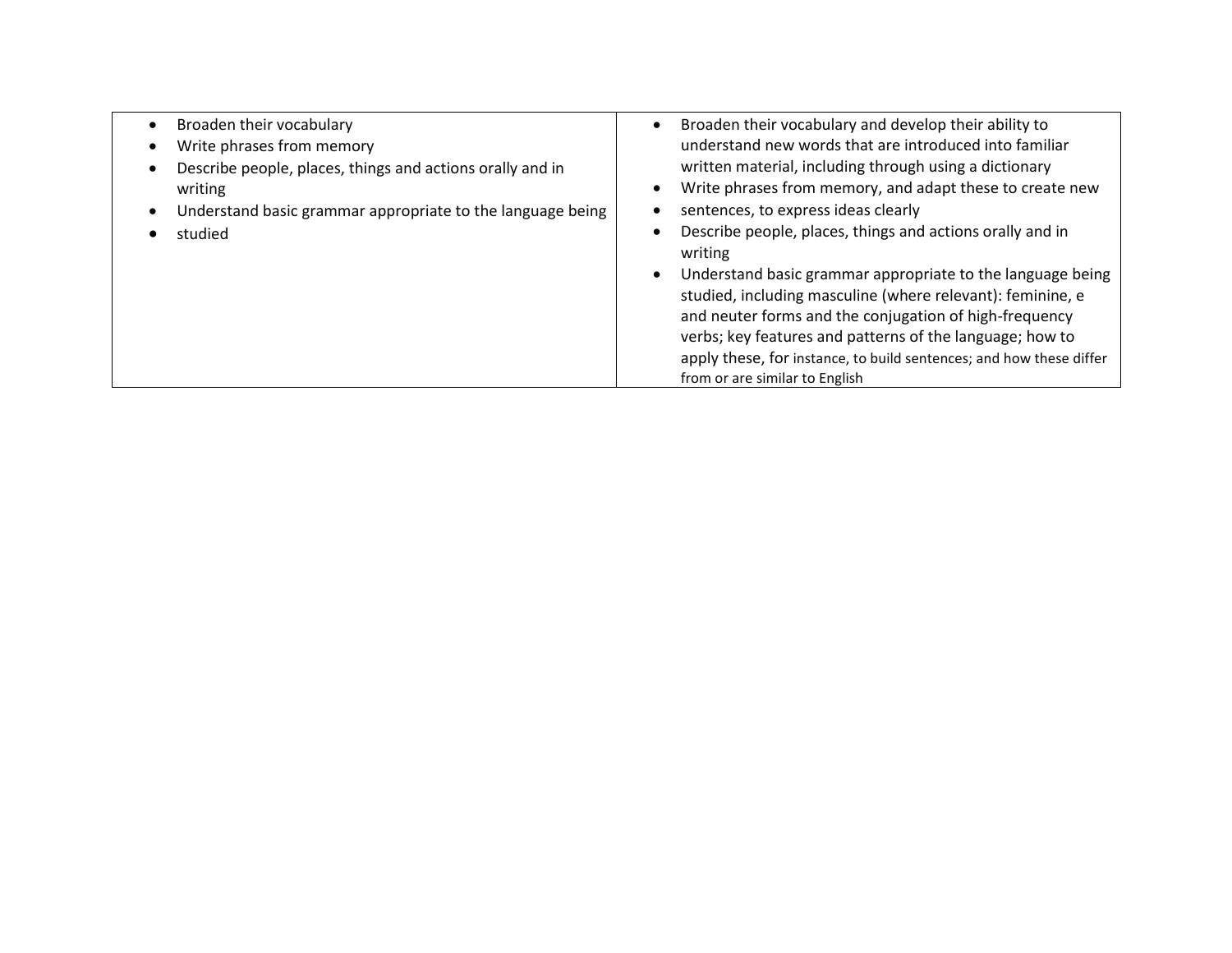| | |
|---|---|
| • Broaden their vocabulary<br>• Write phrases from memory<br>• Describe people, places, things and actions orally and in writing<br>• Understand basic grammar appropriate to the language being<br>• studied | • Broaden their vocabulary and develop their ability to understand new words that are introduced into familiar written material, including through using a dictionary<br>• Write phrases from memory, and adapt these to create new<br>• sentences, to express ideas clearly<br>• Describe people, places, things and actions orally and in writing<br>• Understand basic grammar appropriate to the language being studied, including masculine (where relevant): feminine, e and neuter forms and the conjugation of high-frequency verbs; key features and patterns of the language; how to apply these, for instance, to build sentences; and how these differ from or are similar to English |